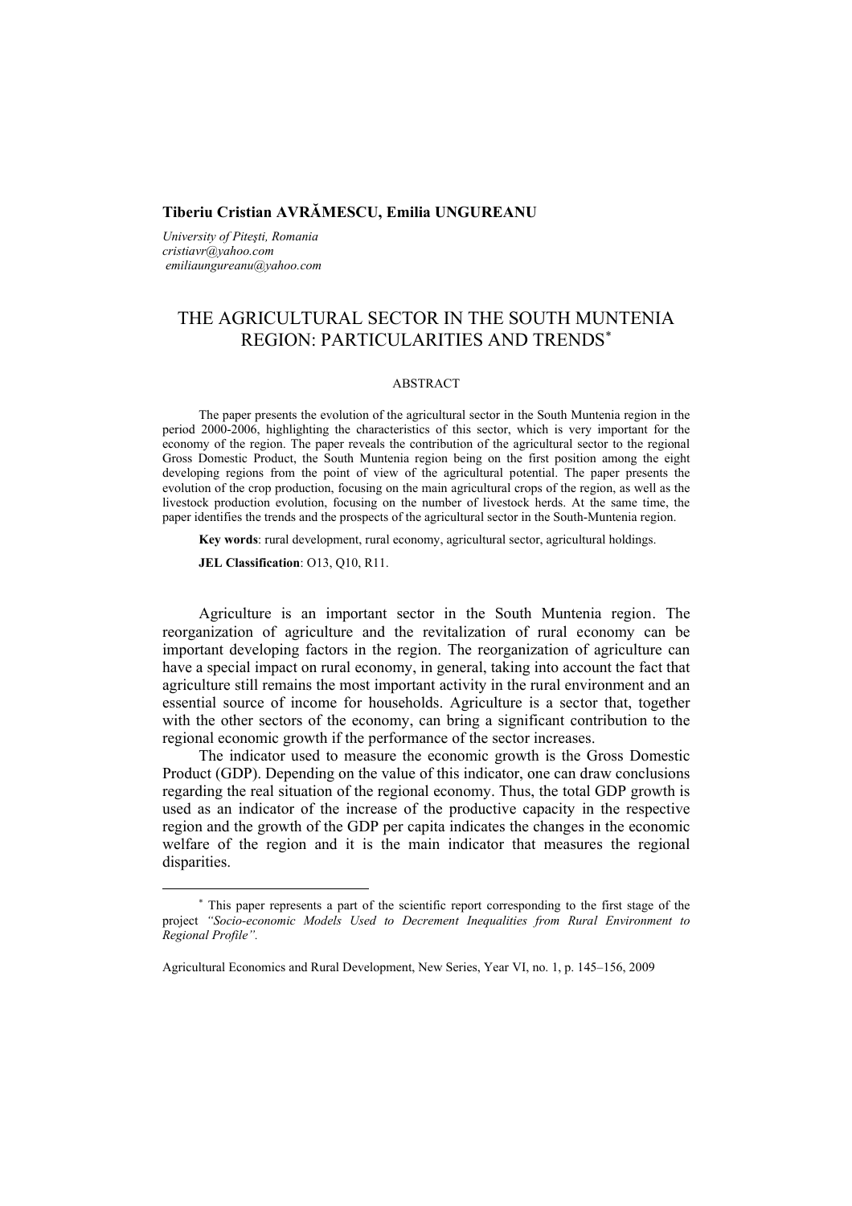**Tiberiu Cristian AVRĂMESCU, Emilia UNGUREANU**

*University of Piteşti, Romania*
*cristiavr@yahoo.com*
*emiliaungureanu@yahoo.com*

# THE AGRICULTURAL SECTOR IN THE SOUTH MUNTENIA REGION: PARTICULARITIES AND TRENDS*

ABSTRACT

The paper presents the evolution of the agricultural sector in the South Muntenia region in the period 2000-2006, highlighting the characteristics of this sector, which is very important for the economy of the region. The paper reveals the contribution of the agricultural sector to the regional Gross Domestic Product, the South Muntenia region being on the first position among the eight developing regions from the point of view of the agricultural potential. The paper presents the evolution of the crop production, focusing on the main agricultural crops of the region, as well as the livestock production evolution, focusing on the number of livestock herds. At the same time, the paper identifies the trends and the prospects of the agricultural sector in the South-Muntenia region.

**Key words**: rural development, rural economy, agricultural sector, agricultural holdings.

**JEL Classification**: O13, Q10, R11.

Agriculture is an important sector in the South Muntenia region. The reorganization of agriculture and the revitalization of rural economy can be important developing factors in the region. The reorganization of agriculture can have a special impact on rural economy, in general, taking into account the fact that agriculture still remains the most important activity in the rural environment and an essential source of income for households. Agriculture is a sector that, together with the other sectors of the economy, can bring a significant contribution to the regional economic growth if the performance of the sector increases.

The indicator used to measure the economic growth is the Gross Domestic Product (GDP). Depending on the value of this indicator, one can draw conclusions regarding the real situation of the regional economy. Thus, the total GDP growth is used as an indicator of the increase of the productive capacity in the respective region and the growth of the GDP per capita indicates the changes in the economic welfare of the region and it is the main indicator that measures the regional disparities.

---

* This paper represents a part of the scientific report corresponding to the first stage of the project *"Socio-economic Models Used to Decrement Inequalities from Rural Environment to Regional Profile".*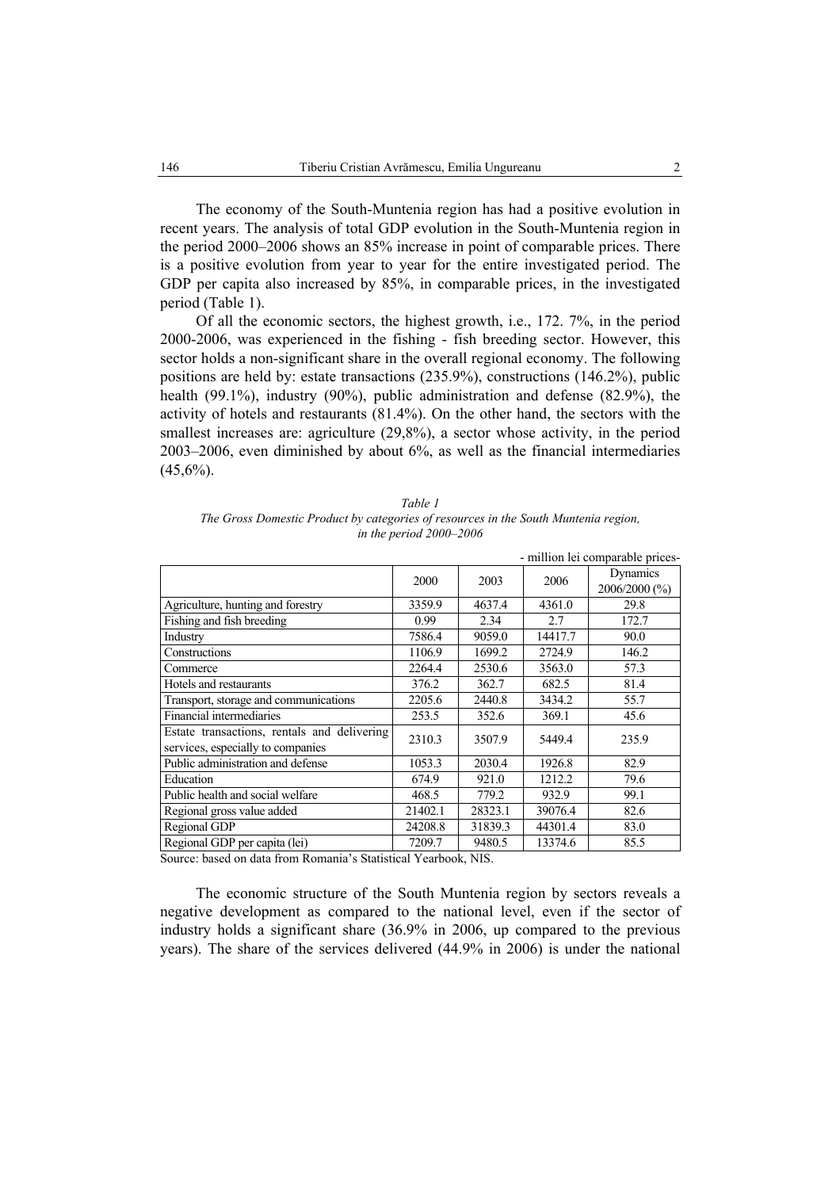The economy of the South-Muntenia region has had a positive evolution in recent years. The analysis of total GDP evolution in the South-Muntenia region in the period 2000–2006 shows an 85% increase in point of comparable prices. There is a positive evolution from year to year for the entire investigated period. The GDP per capita also increased by 85%, in comparable prices, in the investigated period (Table 1).

Of all the economic sectors, the highest growth, i.e., 172. 7%, in the period 2000-2006, was experienced in the fishing - fish breeding sector. However, this sector holds a non-significant share in the overall regional economy. The following positions are held by: estate transactions (235.9%), constructions (146.2%), public health (99.1%), industry (90%), public administration and defense (82.9%), the activity of hotels and restaurants (81.4%). On the other hand, the sectors with the smallest increases are: agriculture (29,8%), a sector whose activity, in the period 2003–2006, even diminished by about 6%, as well as the financial intermediaries (45,6%).

*Table 1*

*The Gross Domestic Product by categories of resources in the South Muntenia region, in the period 2000–2006*

- million lei comparable prices-

| | 2000 | 2003 | 2006 | Dynamics 2006/2000 (%) |
|---|---|---|---|---|
| Agriculture, hunting and forestry | 3359.9 | 4637.4 | 4361.0 | 29.8 |
| Fishing and fish breeding | 0.99 | 2.34 | 2.7 | 172.7 |
| Industry | 7586.4 | 9059.0 | 14417.7 | 90.0 |
| Constructions | 1106.9 | 1699.2 | 2724.9 | 146.2 |
| Commerce | 2264.4 | 2530.6 | 3563.0 | 57.3 |
| Hotels and restaurants | 376.2 | 362.7 | 682.5 | 81.4 |
| Transport, storage and communications | 2205.6 | 2440.8 | 3434.2 | 55.7 |
| Financial intermediaries | 253.5 | 352.6 | 369.1 | 45.6 |
| Estate transactions, rentals and delivering services, especially to companies | 2310.3 | 3507.9 | 5449.4 | 235.9 |
| Public administration and defense | 1053.3 | 2030.4 | 1926.8 | 82.9 |
| Education | 674.9 | 921.0 | 1212.2 | 79.6 |
| Public health and social welfare | 468.5 | 779.2 | 932.9 | 99.1 |
| Regional gross value added | 21402.1 | 28323.1 | 39076.4 | 82.6 |
| Regional GDP | 24208.8 | 31839.3 | 44301.4 | 83.0 |
| Regional GDP per capita (lei) | 7209.7 | 9480.5 | 13374.6 | 85.5 |

Source: based on data from Romania's Statistical Yearbook, NIS.

The economic structure of the South Muntenia region by sectors reveals a negative development as compared to the national level, even if the sector of industry holds a significant share (36.9% in 2006, up compared to the previous years). The share of the services delivered (44.9% in 2006) is under the national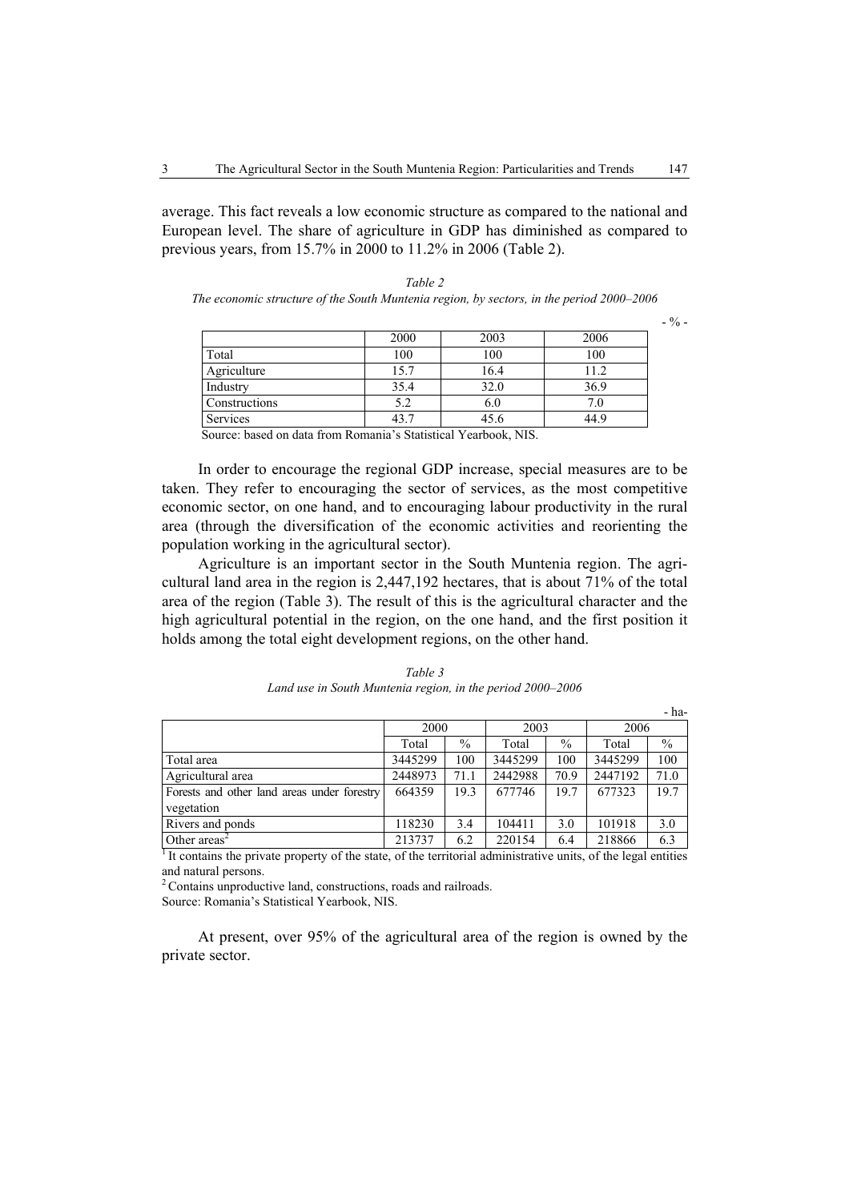average. This fact reveals a low economic structure as compared to the national and European level. The share of agriculture in GDP has diminished as compared to previous years, from 15.7% in 2000 to 11.2% in 2006 (Table 2).

*Table 2*
*The economic structure of the South Muntenia region, by sectors, in the period 2000–2006*

\- % -

| | 2000 | 2003 | 2006 |
|---|---|---|---|
| Total | 100 | 100 | 100 |
| Agriculture | 15.7 | 16.4 | 11.2 |
| Industry | 35.4 | 32.0 | 36.9 |
| Constructions | 5.2 | 6.0 | 7.0 |
| Services | 43.7 | 45.6 | 44.9 |

Source: based on data from Romania's Statistical Yearbook, NIS.

In order to encourage the regional GDP increase, special measures are to be taken. They refer to encouraging the sector of services, as the most competitive economic sector, on one hand, and to encouraging labour productivity in the rural area (through the diversification of the economic activities and reorienting the population working in the agricultural sector).

Agriculture is an important sector in the South Muntenia region. The agricultural land area in the region is 2,447,192 hectares, that is about 71% of the total area of the region (Table 3). The result of this is the agricultural character and the high agricultural potential in the region, on the one hand, and the first position it holds among the total eight development regions, on the other hand.

*Table 3*
*Land use in South Muntenia region, in the period 2000–2006*

\- ha-

| | 2000 | | 2003 | | 2006 | |
|---|---|---|---|---|---|---|
| | Total | % | Total | % | Total | % |
| Total area | 3445299 | 100 | 3445299 | 100 | 3445299 | 100 |
| Agricultural area | 2448973 | 71.1 | 2442988 | 70.9 | 2447192 | 71.0 |
| Forests and other land areas under forestry vegetation | 664359 | 19.3 | 677746 | 19.7 | 677323 | 19.7 |
| Rivers and ponds | 118230 | 3.4 | 104411 | 3.0 | 101918 | 3.0 |
| Other areas[2] | 213737 | 6.2 | 220154 | 6.4 | 218866 | 6.3 |

[1] It contains the private property of the state, of the territorial administrative units, of the legal entities and natural persons.
[2] Contains unproductive land, constructions, roads and railroads.
Source: Romania's Statistical Yearbook, NIS.

At present, over 95% of the agricultural area of the region is owned by the private sector.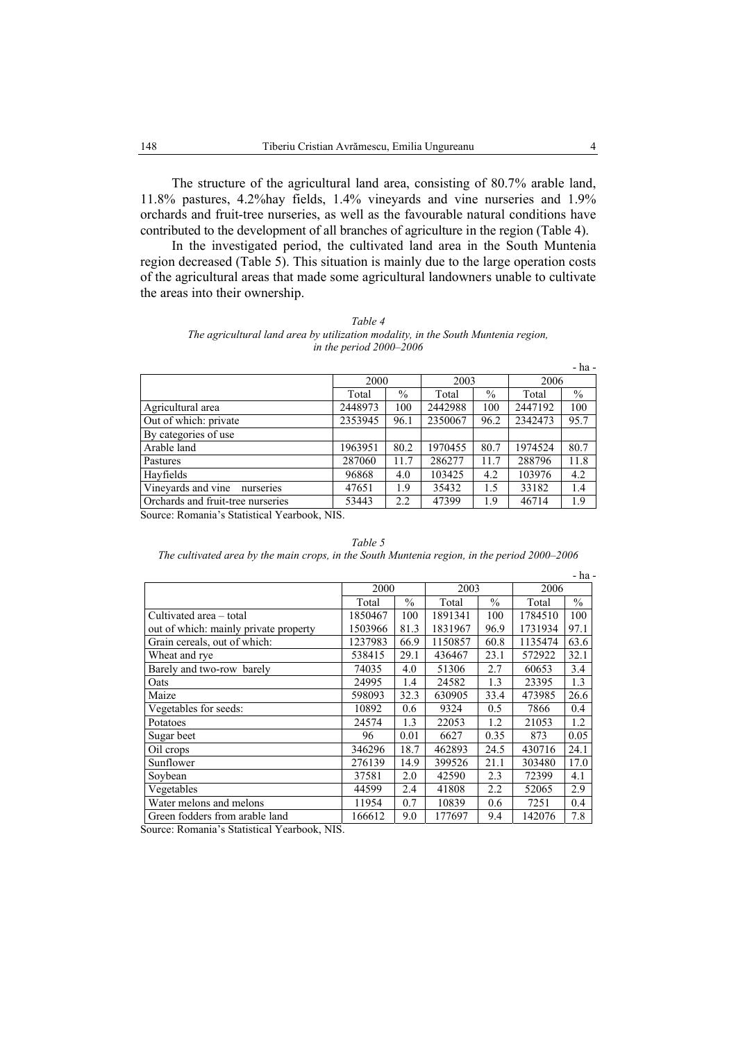The structure of the agricultural land area, consisting of 80.7% arable land, 11.8% pastures, 4.2%hay fields, 1.4% vineyards and vine nurseries and 1.9% orchards and fruit-tree nurseries, as well as the favourable natural conditions have contributed to the development of all branches of agriculture in the region (Table 4).

In the investigated period, the cultivated land area in the South Muntenia region decreased (Table 5). This situation is mainly due to the large operation costs of the agricultural areas that made some agricultural landowners unable to cultivate the areas into their ownership.

*Table 4*
*The agricultural land area by utilization modality, in the South Muntenia region, in the period 2000–2006*

\- ha -

| | 2000 | | 2003 | | 2006 | |
|---|---|---|---|---|---|---|
| | Total | % | Total | % | Total | % |
| Agricultural area | 2448973 | 100 | 2442988 | 100 | 2447192 | 100 |
| Out of which: private | 2353945 | 96.1 | 2350067 | 96.2 | 2342473 | 95.7 |
| By categories of use | | | | | | |
| Arable land | 1963951 | 80.2 | 1970455 | 80.7 | 1974524 | 80.7 |
| Pastures | 287060 | 11.7 | 286277 | 11.7 | 288796 | 11.8 |
| Hayfields | 96868 | 4.0 | 103425 | 4.2 | 103976 | 4.2 |
| Vineyards and vine nurseries | 47651 | 1.9 | 35432 | 1.5 | 33182 | 1.4 |
| Orchards and fruit-tree nurseries | 53443 | 2.2 | 47399 | 1.9 | 46714 | 1.9 |

Source: Romania's Statistical Yearbook, NIS.

*Table 5*
*The cultivated area by the main crops, in the South Muntenia region, in the period 2000–2006*

\- ha -

| | 2000 | | 2003 | | 2006 | |
|---|---|---|---|---|---|---|
| | Total | % | Total | % | Total | % |
| Cultivated area – total | 1850467 | 100 | 1891341 | 100 | 1784510 | 100 |
| out of which: mainly private property | 1503966 | 81.3 | 1831967 | 96.9 | 1731934 | 97.1 |
| Grain cereals, out of which: | 1237983 | 66.9 | 1150857 | 60.8 | 1135474 | 63.6 |
| Wheat and rye | 538415 | 29.1 | 436467 | 23.1 | 572922 | 32.1 |
| Barely and two-row barely | 74035 | 4.0 | 51306 | 2.7 | 60653 | 3.4 |
| Oats | 24995 | 1.4 | 24582 | 1.3 | 23395 | 1.3 |
| Maize | 598093 | 32.3 | 630905 | 33.4 | 473985 | 26.6 |
| Vegetables for seeds: | 10892 | 0.6 | 9324 | 0.5 | 7866 | 0.4 |
| Potatoes | 24574 | 1.3 | 22053 | 1.2 | 21053 | 1.2 |
| Sugar beet | 96 | 0.01 | 6627 | 0.35 | 873 | 0.05 |
| Oil crops | 346296 | 18.7 | 462893 | 24.5 | 430716 | 24.1 |
| Sunflower | 276139 | 14.9 | 399526 | 21.1 | 303480 | 17.0 |
| Soybean | 37581 | 2.0 | 42590 | 2.3 | 72399 | 4.1 |
| Vegetables | 44599 | 2.4 | 41808 | 2.2 | 52065 | 2.9 |
| Water melons and melons | 11954 | 0.7 | 10839 | 0.6 | 7251 | 0.4 |
| Green fodders from arable land | 166612 | 9.0 | 177697 | 9.4 | 142076 | 7.8 |

Source: Romania's Statistical Yearbook, NIS.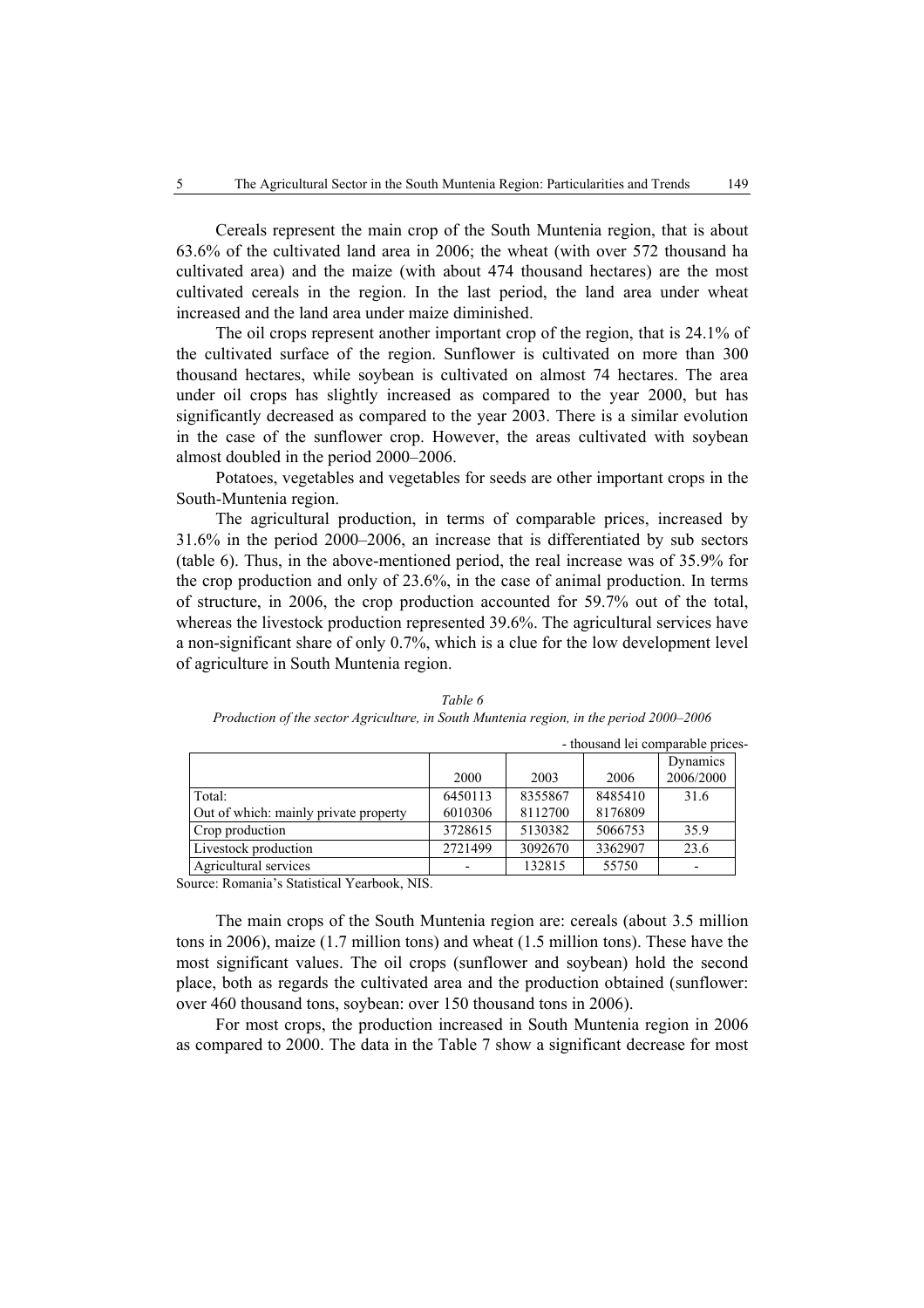Cereals represent the main crop of the South Muntenia region, that is about 63.6% of the cultivated land area in 2006; the wheat (with over 572 thousand ha cultivated area) and the maize (with about 474 thousand hectares) are the most cultivated cereals in the region. In the last period, the land area under wheat increased and the land area under maize diminished.

The oil crops represent another important crop of the region, that is 24.1% of the cultivated surface of the region. Sunflower is cultivated on more than 300 thousand hectares, while soybean is cultivated on almost 74 hectares. The area under oil crops has slightly increased as compared to the year 2000, but has significantly decreased as compared to the year 2003. There is a similar evolution in the case of the sunflower crop. However, the areas cultivated with soybean almost doubled in the period 2000–2006.

Potatoes, vegetables and vegetables for seeds are other important crops in the South-Muntenia region.

The agricultural production, in terms of comparable prices, increased by 31.6% in the period 2000–2006, an increase that is differentiated by sub sectors (table 6). Thus, in the above-mentioned period, the real increase was of 35.9% for the crop production and only of 23.6%, in the case of animal production. In terms of structure, in 2006, the crop production accounted for 59.7% out of the total, whereas the livestock production represented 39.6%. The agricultural services have a non-significant share of only 0.7%, which is a clue for the low development level of agriculture in South Muntenia region.

*Table 6*

*Production of the sector Agriculture, in South Muntenia region, in the period 2000–2006*

- thousand lei comparable prices-

| | 2000 | 2003 | 2006 | Dynamics 2006/2000 |
|---|---|---|---|---|
| Total: | 6450113 | 8355867 | 8485410 | 31.6 |
| Out of which: mainly private property | 6010306 | 8112700 | 8176809 | |
| Crop production | 3728615 | 5130382 | 5066753 | 35.9 |
| Livestock production | 2721499 | 3092670 | 3362907 | 23.6 |
| Agricultural services | - | 132815 | 55750 | - |

Source: Romania's Statistical Yearbook, NIS.

The main crops of the South Muntenia region are: cereals (about 3.5 million tons in 2006), maize (1.7 million tons) and wheat (1.5 million tons). These have the most significant values. The oil crops (sunflower and soybean) hold the second place, both as regards the cultivated area and the production obtained (sunflower: over 460 thousand tons, soybean: over 150 thousand tons in 2006).

For most crops, the production increased in South Muntenia region in 2006 as compared to 2000. The data in the Table 7 show a significant decrease for most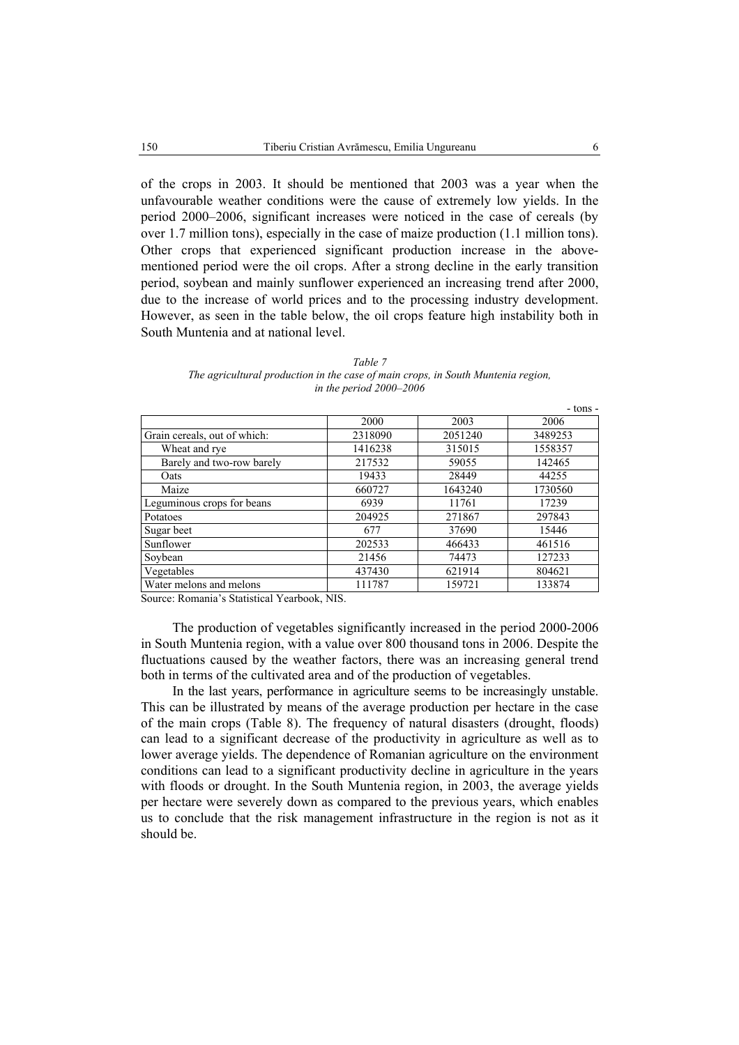of the crops in 2003. It should be mentioned that 2003 was a year when the unfavourable weather conditions were the cause of extremely low yields. In the period 2000–2006, significant increases were noticed in the case of cereals (by over 1.7 million tons), especially in the case of maize production (1.1 million tons). Other crops that experienced significant production increase in the above-mentioned period were the oil crops. After a strong decline in the early transition period, soybean and mainly sunflower experienced an increasing trend after 2000, due to the increase of world prices and to the processing industry development. However, as seen in the table below, the oil crops feature high instability both in South Muntenia and at national level.

*Table 7*
*The agricultural production in the case of main crops, in South Muntenia region, in the period 2000–2006*

- tons -

| | 2000 | 2003 | 2006 |
|---|---|---|---|
| Grain cereals, out of which: | 2318090 | 2051240 | 3489253 |
| Wheat and rye | 1416238 | 315015 | 1558357 |
| Barely and two-row barely | 217532 | 59055 | 142465 |
| Oats | 19433 | 28449 | 44255 |
| Maize | 660727 | 1643240 | 1730560 |
| Leguminous crops for beans | 6939 | 11761 | 17239 |
| Potatoes | 204925 | 271867 | 297843 |
| Sugar beet | 677 | 37690 | 15446 |
| Sunflower | 202533 | 466433 | 461516 |
| Soybean | 21456 | 74473 | 127233 |
| Vegetables | 437430 | 621914 | 804621 |
| Water melons and melons | 111787 | 159721 | 133874 |

Source: Romania's Statistical Yearbook, NIS.

The production of vegetables significantly increased in the period 2000-2006 in South Muntenia region, with a value over 800 thousand tons in 2006. Despite the fluctuations caused by the weather factors, there was an increasing general trend both in terms of the cultivated area and of the production of vegetables.

In the last years, performance in agriculture seems to be increasingly unstable. This can be illustrated by means of the average production per hectare in the case of the main crops (Table 8). The frequency of natural disasters (drought, floods) can lead to a significant decrease of the productivity in agriculture as well as to lower average yields. The dependence of Romanian agriculture on the environment conditions can lead to a significant productivity decline in agriculture in the years with floods or drought. In the South Muntenia region, in 2003, the average yields per hectare were severely down as compared to the previous years, which enables us to conclude that the risk management infrastructure in the region is not as it should be.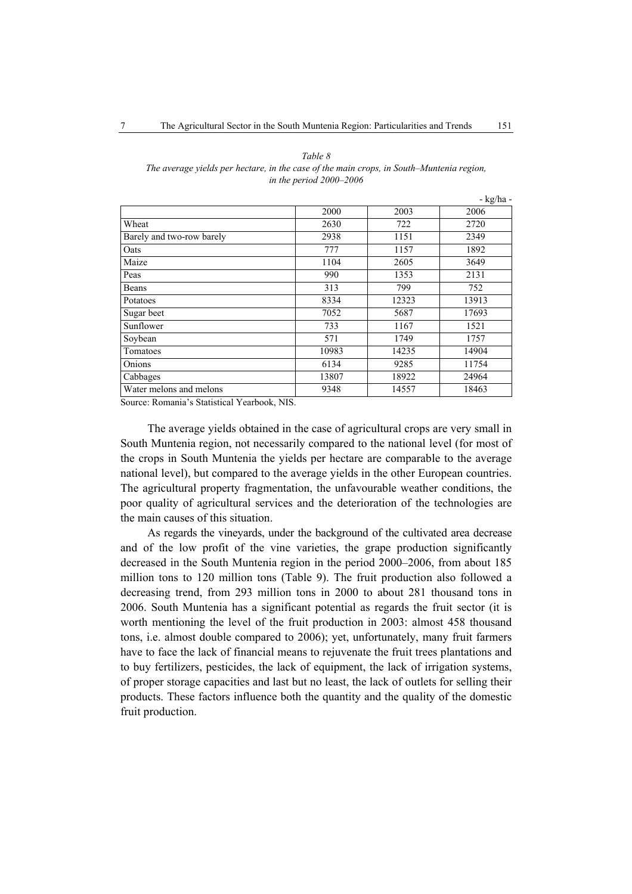*Table 8*
*The average yields per hectare, in the case of the main crops, in South–Muntenia region, in the period 2000–2006*

- kg/ha -

| | 2000 | 2003 | 2006 |
|---|---|---|---|
| Wheat | 2630 | 722 | 2720 |
| Barely and two-row barely | 2938 | 1151 | 2349 |
| Oats | 777 | 1157 | 1892 |
| Maize | 1104 | 2605 | 3649 |
| Peas | 990 | 1353 | 2131 |
| Beans | 313 | 799 | 752 |
| Potatoes | 8334 | 12323 | 13913 |
| Sugar beet | 7052 | 5687 | 17693 |
| Sunflower | 733 | 1167 | 1521 |
| Soybean | 571 | 1749 | 1757 |
| Tomatoes | 10983 | 14235 | 14904 |
| Onions | 6134 | 9285 | 11754 |
| Cabbages | 13807 | 18922 | 24964 |
| Water melons and melons | 9348 | 14557 | 18463 |

Source: Romania's Statistical Yearbook, NIS.

The average yields obtained in the case of agricultural crops are very small in South Muntenia region, not necessarily compared to the national level (for most of the crops in South Muntenia the yields per hectare are comparable to the average national level), but compared to the average yields in the other European countries. The agricultural property fragmentation, the unfavourable weather conditions, the poor quality of agricultural services and the deterioration of the technologies are the main causes of this situation.

As regards the vineyards, under the background of the cultivated area decrease and of the low profit of the vine varieties, the grape production significantly decreased in the South Muntenia region in the period 2000–2006, from about 185 million tons to 120 million tons (Table 9). The fruit production also followed a decreasing trend, from 293 million tons in 2000 to about 281 thousand tons in 2006. South Muntenia has a significant potential as regards the fruit sector (it is worth mentioning the level of the fruit production in 2003: almost 458 thousand tons, i.e. almost double compared to 2006); yet, unfortunately, many fruit farmers have to face the lack of financial means to rejuvenate the fruit trees plantations and to buy fertilizers, pesticides, the lack of equipment, the lack of irrigation systems, of proper storage capacities and last but no least, the lack of outlets for selling their products. These factors influence both the quantity and the quality of the domestic fruit production.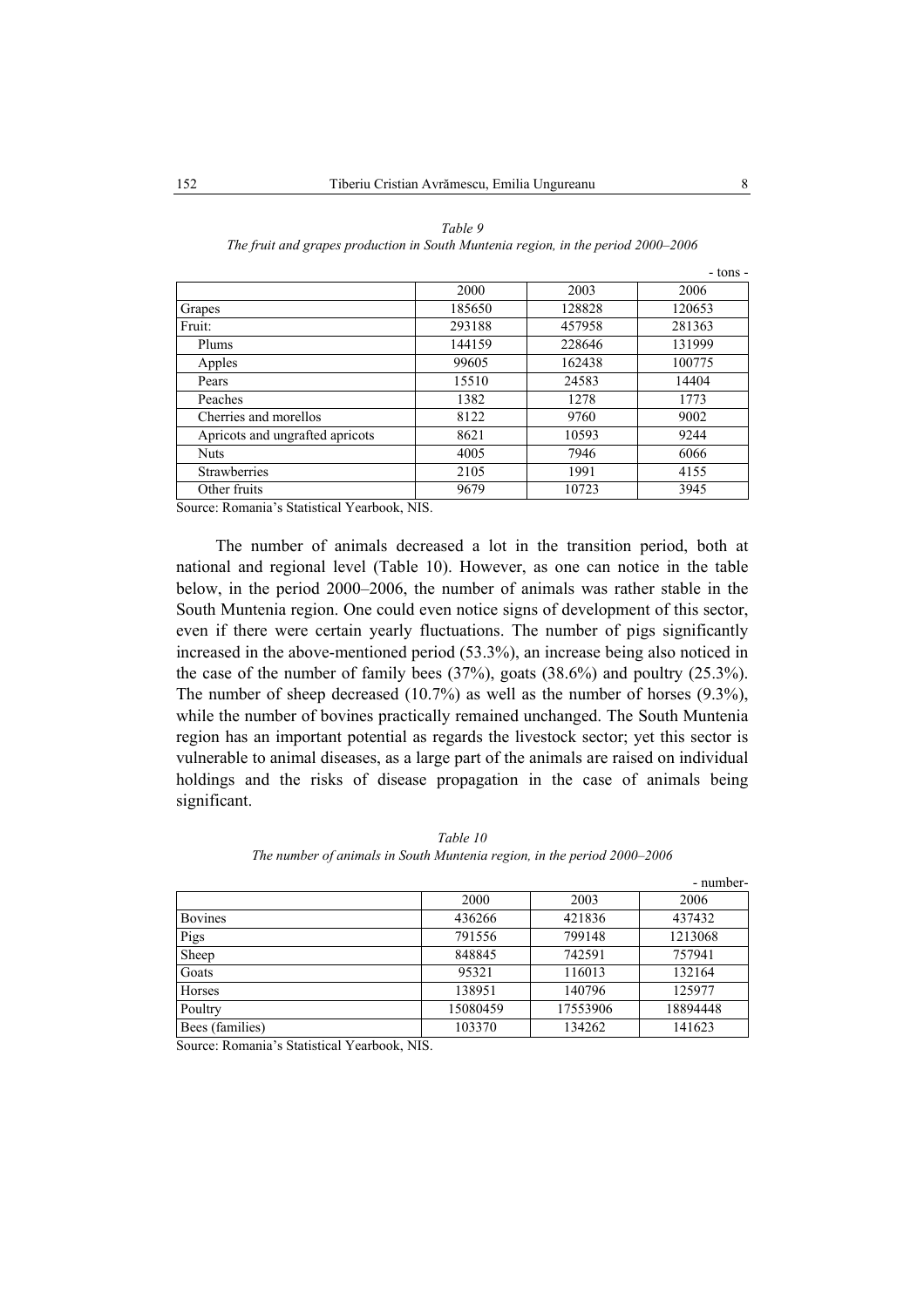*Table 9*
*The fruit and grapes production in South Muntenia region, in the period 2000–2006*

- tons -

| | 2000 | 2003 | 2006 |
|---|---|---|---|
| Grapes | 185650 | 128828 | 120653 |
| Fruit: | 293188 | 457958 | 281363 |
| Plums | 144159 | 228646 | 131999 |
| Apples | 99605 | 162438 | 100775 |
| Pears | 15510 | 24583 | 14404 |
| Peaches | 1382 | 1278 | 1773 |
| Cherries and morellos | 8122 | 9760 | 9002 |
| Apricots and ungrafted apricots | 8621 | 10593 | 9244 |
| Nuts | 4005 | 7946 | 6066 |
| Strawberries | 2105 | 1991 | 4155 |
| Other fruits | 9679 | 10723 | 3945 |

Source: Romania's Statistical Yearbook, NIS.

The number of animals decreased a lot in the transition period, both at national and regional level (Table 10). However, as one can notice in the table below, in the period 2000–2006, the number of animals was rather stable in the South Muntenia region. One could even notice signs of development of this sector, even if there were certain yearly fluctuations. The number of pigs significantly increased in the above-mentioned period (53.3%), an increase being also noticed in the case of the number of family bees (37%), goats (38.6%) and poultry (25.3%). The number of sheep decreased (10.7%) as well as the number of horses (9.3%), while the number of bovines practically remained unchanged. The South Muntenia region has an important potential as regards the livestock sector; yet this sector is vulnerable to animal diseases, as a large part of the animals are raised on individual holdings and the risks of disease propagation in the case of animals being significant.

*Table 10*
*The number of animals in South Muntenia region, in the period 2000–2006*

- number-

| | 2000 | 2003 | 2006 |
|---|---|---|---|
| Bovines | 436266 | 421836 | 437432 |
| Pigs | 791556 | 799148 | 1213068 |
| Sheep | 848845 | 742591 | 757941 |
| Goats | 95321 | 116013 | 132164 |
| Horses | 138951 | 140796 | 125977 |
| Poultry | 15080459 | 17553906 | 18894448 |
| Bees (families) | 103370 | 134262 | 141623 |

Source: Romania's Statistical Yearbook, NIS.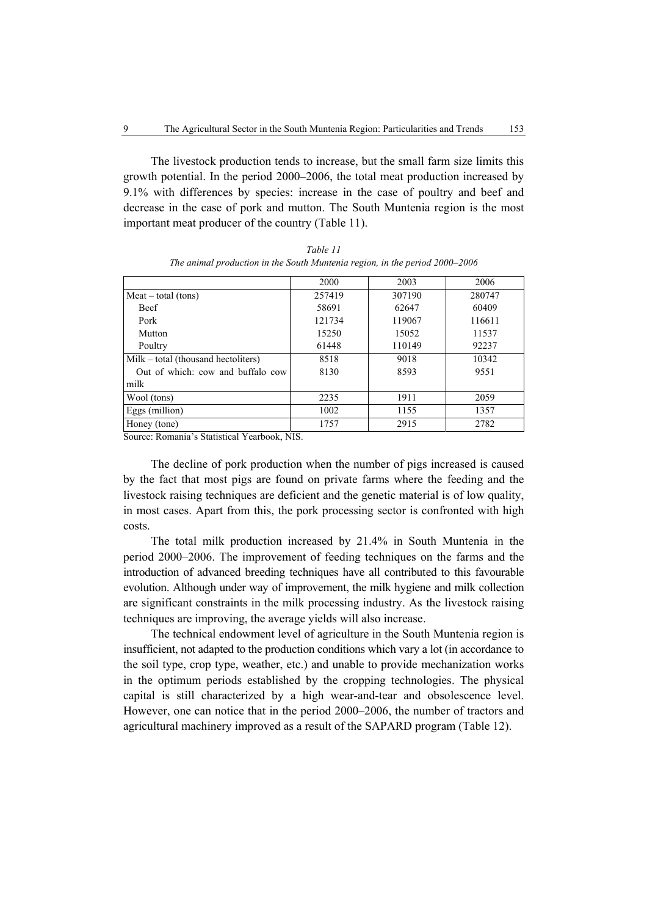The livestock production tends to increase, but the small farm size limits this growth potential. In the period 2000–2006, the total meat production increased by 9.1% with differences by species: increase in the case of poultry and beef and decrease in the case of pork and mutton. The South Muntenia region is the most important meat producer of the country (Table 11).

*Table 11*

*The animal production in the South Muntenia region, in the period 2000–2006*

| | 2000 | 2003 | 2006 |
|---|---|---|---|
| Meat – total (tons) | 257419 | 307190 | 280747 |
| Beef | 58691 | 62647 | 60409 |
| Pork | 121734 | 119067 | 116611 |
| Mutton | 15250 | 15052 | 11537 |
| Poultry | 61448 | 110149 | 92237 |
| Milk – total (thousand hectoliters) | 8518 | 9018 | 10342 |
| Out of which: cow and buffalo cow milk | 8130 | 8593 | 9551 |
| Wool (tons) | 2235 | 1911 | 2059 |
| Eggs (million) | 1002 | 1155 | 1357 |
| Honey (tone) | 1757 | 2915 | 2782 |

Source: Romania's Statistical Yearbook, NIS.

The decline of pork production when the number of pigs increased is caused by the fact that most pigs are found on private farms where the feeding and the livestock raising techniques are deficient and the genetic material is of low quality, in most cases. Apart from this, the pork processing sector is confronted with high costs.

The total milk production increased by 21.4% in South Muntenia in the period 2000–2006. The improvement of feeding techniques on the farms and the introduction of advanced breeding techniques have all contributed to this favourable evolution. Although under way of improvement, the milk hygiene and milk collection are significant constraints in the milk processing industry. As the livestock raising techniques are improving, the average yields will also increase.

The technical endowment level of agriculture in the South Muntenia region is insufficient, not adapted to the production conditions which vary a lot (in accordance to the soil type, crop type, weather, etc.) and unable to provide mechanization works in the optimum periods established by the cropping technologies. The physical capital is still characterized by a high wear-and-tear and obsolescence level. However, one can notice that in the period 2000–2006, the number of tractors and agricultural machinery improved as a result of the SAPARD program (Table 12).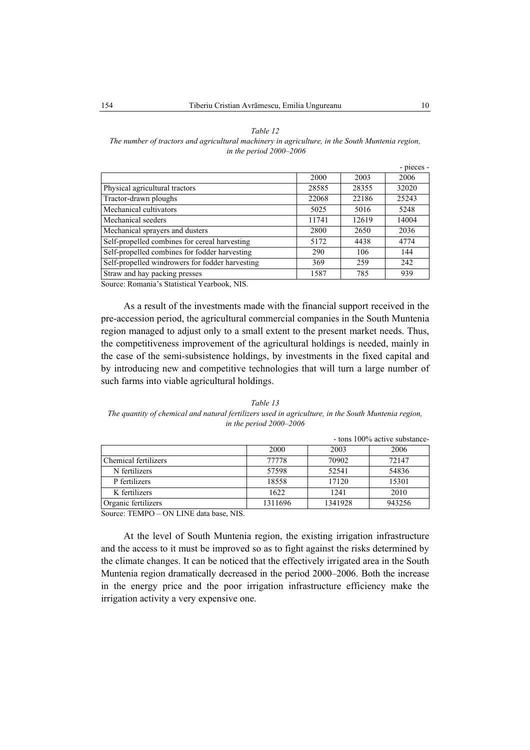*Table 12*
*The number of tractors and agricultural machinery in agriculture, in the South Muntenia region, in the period 2000–2006*

- pieces -

| | 2000 | 2003 | 2006 |
|---|---|---|---|
| Physical agricultural tractors | 28585 | 28355 | 32020 |
| Tractor-drawn ploughs | 22068 | 22186 | 25243 |
| Mechanical cultivators | 5025 | 5016 | 5248 |
| Mechanical seeders | 11741 | 12619 | 14004 |
| Mechanical sprayers and dusters | 2800 | 2650 | 2036 |
| Self-propelled combines for cereal harvesting | 5172 | 4438 | 4774 |
| Self-propelled combines for fodder harvesting | 290 | 106 | 144 |
| Self-propelled windrowers for fodder harvesting | 369 | 259 | 242 |
| Straw and hay packing presses | 1587 | 785 | 939 |

Source: Romania's Statistical Yearbook, NIS.

As a result of the investments made with the financial support received in the pre-accession period, the agricultural commercial companies in the South Muntenia region managed to adjust only to a small extent to the present market needs. Thus, the competitiveness improvement of the agricultural holdings is needed, mainly in the case of the semi-subsistence holdings, by investments in the fixed capital and by introducing new and competitive technologies that will turn a large number of such farms into viable agricultural holdings.

*Table 13*
*The quantity of chemical and natural fertilizers used in agriculture, in the South Muntenia region, in the period 2000–2006*

- tons 100% active substance-

| | 2000 | 2003 | 2006 |
|---|---|---|---|
| Chemical fertilizers | 77778 | 70902 | 72147 |
| N fertilizers | 57598 | 52541 | 54836 |
| P fertilizers | 18558 | 17120 | 15301 |
| K fertilizers | 1622 | 1241 | 2010 |
| Organic fertilizers | 1311696 | 1341928 | 943256 |

Source: TEMPO – ON LINE data base, NIS.

At the level of South Muntenia region, the existing irrigation infrastructure and the access to it must be improved so as to fight against the risks determined by the climate changes. It can be noticed that the effectively irrigated area in the South Muntenia region dramatically decreased in the period 2000–2006. Both the increase in the energy price and the poor irrigation infrastructure efficiency make the irrigation activity a very expensive one.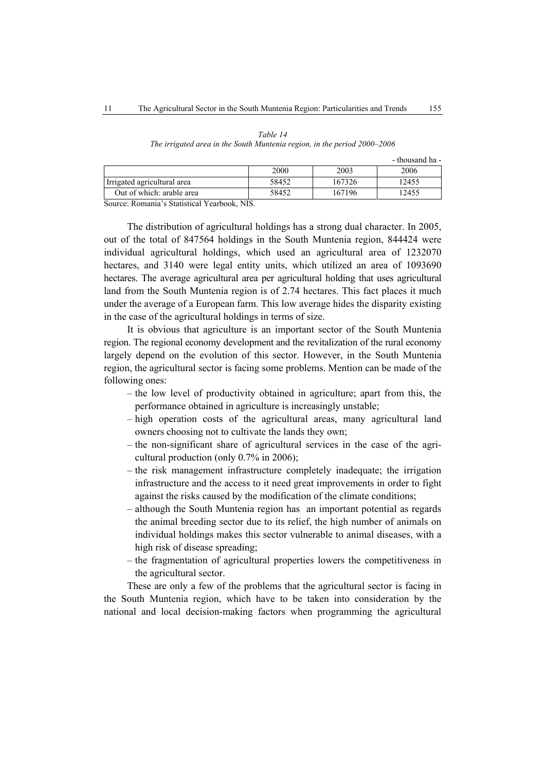*Table 14*
*The irrigated area in the South Muntenia region, in the period 2000–2006*

- thousand ha -

| | 2000 | 2003 | 2006 |
|---|---|---|---|
| Irrigated agricultural area | 58452 | 167326 | 12455 |
| Out of which: arable area | 58452 | 167196 | 12455 |

Source: Romania's Statistical Yearbook, NIS.

The distribution of agricultural holdings has a strong dual character. In 2005, out of the total of 847564 holdings in the South Muntenia region, 844424 were individual agricultural holdings, which used an agricultural area of 1232070 hectares, and 3140 were legal entity units, which utilized an area of 1093690 hectares. The average agricultural area per agricultural holding that uses agricultural land from the South Muntenia region is of 2.74 hectares. This fact places it much under the average of a European farm. This low average hides the disparity existing in the case of the agricultural holdings in terms of size.

It is obvious that agriculture is an important sector of the South Muntenia region. The regional economy development and the revitalization of the rural economy largely depend on the evolution of this sector. However, in the South Muntenia region, the agricultural sector is facing some problems. Mention can be made of the following ones:

- the low level of productivity obtained in agriculture; apart from this, the performance obtained in agriculture is increasingly unstable;
- high operation costs of the agricultural areas, many agricultural land owners choosing not to cultivate the lands they own;
- the non-significant share of agricultural services in the case of the agricultural production (only 0.7% in 2006);
- the risk management infrastructure completely inadequate; the irrigation infrastructure and the access to it need great improvements in order to fight against the risks caused by the modification of the climate conditions;
- although the South Muntenia region has an important potential as regards the animal breeding sector due to its relief, the high number of animals on individual holdings makes this sector vulnerable to animal diseases, with a high risk of disease spreading;
- the fragmentation of agricultural properties lowers the competitiveness in the agricultural sector.

These are only a few of the problems that the agricultural sector is facing in the South Muntenia region, which have to be taken into consideration by the national and local decision-making factors when programming the agricultural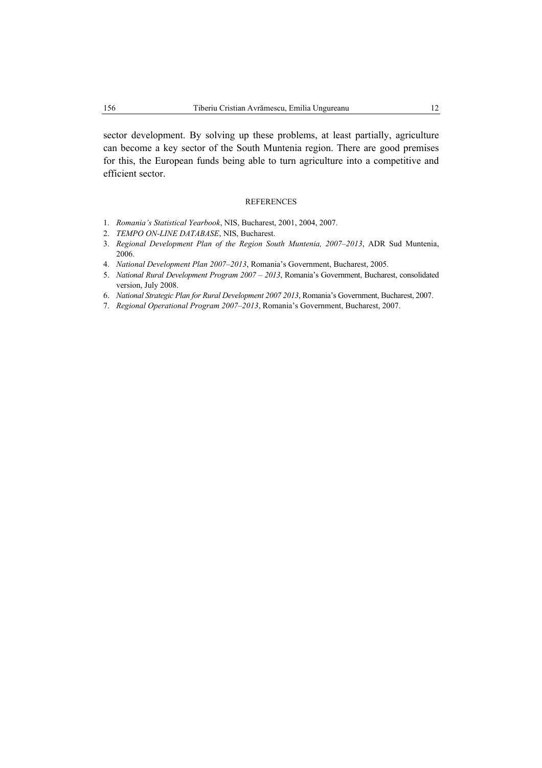sector development. By solving up these problems, at least partially, agriculture can become a key sector of the South Muntenia region. There are good premises for this, the European funds being able to turn agriculture into a competitive and efficient sector.

## REFERENCES

1. *Romania's Statistical Yearbook*, NIS, Bucharest, 2001, 2004, 2007.
2. *TEMPO ON-LINE DATABASE*, NIS, Bucharest.
3. *Regional Development Plan of the Region South Muntenia, 2007–2013*, ADR Sud Muntenia, 2006.
4. *National Development Plan 2007–2013*, Romania's Government, Bucharest, 2005.
5. *National Rural Development Program 2007 – 2013*, Romania's Government, Bucharest, consolidated version, July 2008.
6. *National Strategic Plan for Rural Development 2007 2013*, Romania's Government, Bucharest, 2007.
7. *Regional Operational Program 2007–2013*, Romania's Government, Bucharest, 2007.